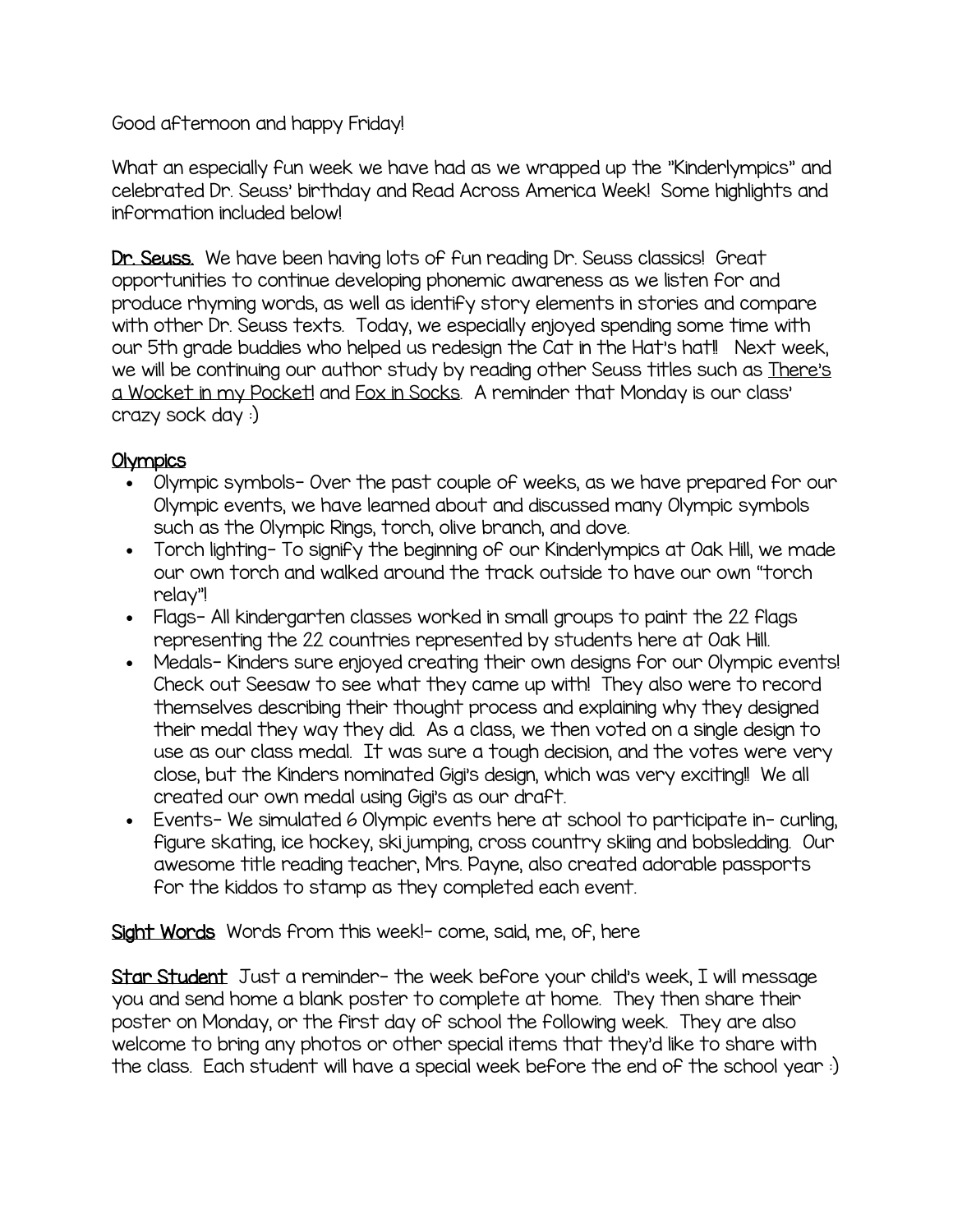Good afternoon and happy Friday!

What an especially fun week we have had as we wrapped up the "Kinderlympics" and celebrated Dr. Seuss' birthday and Read Across America Week! Some highlights and information included below!

**Dr. Seuss.** We have been having lots of fun reading Dr. Seuss classics! Great opportunities to continue developing phonemic awareness as we listen for and produce rhyming words, as well as identify story elements in stories and compare with other Dr. Seuss texts. Today, we especially enjoyed spending some time with our 5th grade buddies who helped us redesign the Cat in the Hat's hat!! Next week, we will be continuing our author study by reading other Seuss titles such as There's a Wocket in my Pocket! and Fox in Socks. A reminder that Monday is our class' crazy sock day :)

**Olympics**

- Olympic symbols- Over the past couple of weeks, as we have prepared for our Olympic events, we have learned about and discussed many Olympic symbols such as the Olympic Rings, torch, olive branch, and dove.
- Torch lighting- To signify the beginning of our Kinderlympics at Oak Hill, we made our own torch and walked around the track outside to have our own "torch relay"!
- Flags- All kindergarten classes worked in small groups to paint the 22 flags representing the 22 countries represented by students here at Oak Hill.
- Medals- Kinders sure enjoyed creating their own designs for our Olympic events! Check out Seesaw to see what they came up with! They also were to record themselves describing their thought process and explaining why they designed their medal they way they did. As a class, we then voted on a single design to use as our class medal. It was sure a tough decision, and the votes were very close, but the Kinders nominated Gigi's design, which was very exciting!! We all created our own medal using Gigi's as our draft.
- Events- We simulated 6 Olympic events here at school to participate in- curling, figure skating, ice hockey, ski jumping, cross country skiing and bobsledding. Our awesome title reading teacher, Mrs. Payne, also created adorable passports for the kiddos to stamp as they completed each event.

**Sight Words** Words from this week!- come, said, me, of, here

**Star Student** Just a reminder- the week before your child's week, I will message you and send home a blank poster to complete at home. They then share their poster on Monday, or the first day of school the following week. They are also welcome to bring any photos or other special items that they'd like to share with the class. Each student will have a special week before the end of the school year :)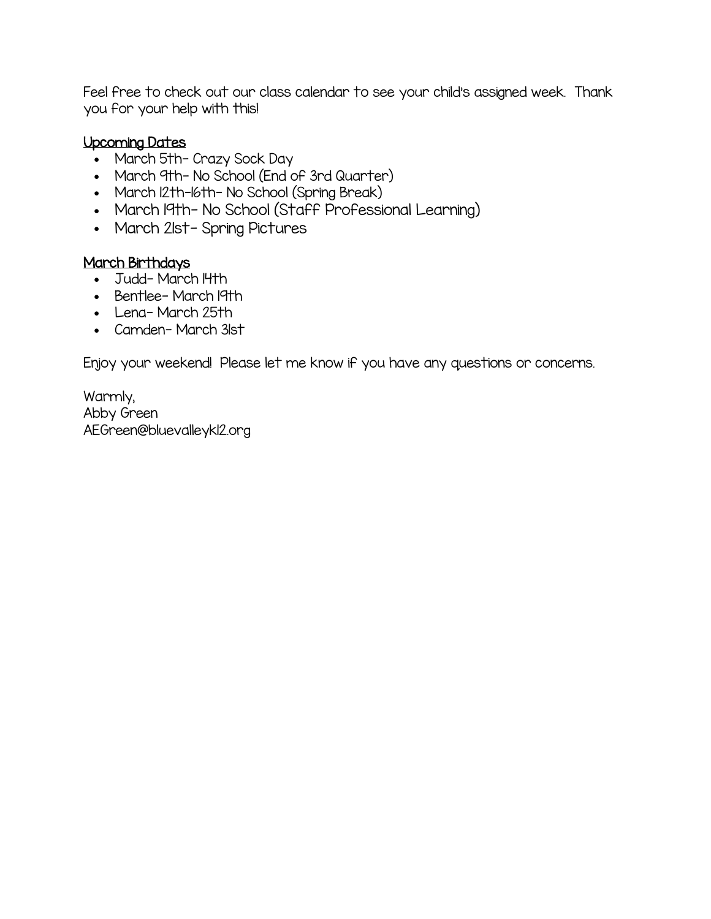Feel free to check out our class calendar to see your child's assigned week. Thank you for your help with this!

**<u>Upcoming Dates</u>**

- March 5th- Crazy Sock Day
- March 9th- No School (End of 3rd Quarter)
- March 12th-16th- No School (Spring Break)
- March 19th- No School (Staff Professional Learning)
- March 21st- Spring Pictures

**<u>March Birthdays</u>**

- Judd- March 14th
- Bentlee- March 19th
- Lena- March 25th
- Camden- March 31st

Enjoy your weekend! Please let me know if you have any questions or concerns.

Warmly,
Abby Green
AEGreen@bluevalleyk12.org